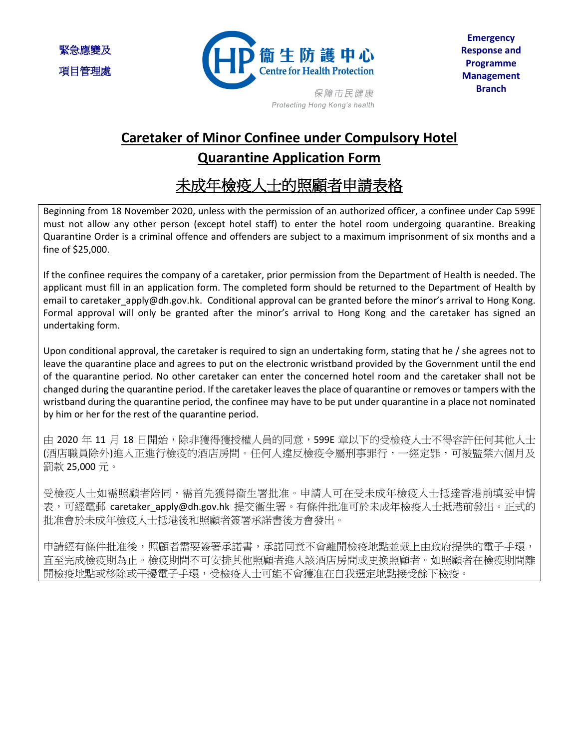緊急應變及
項目管理處

衞生防護中心
Centre for Health Protection

保障市民健康
*Protecting Hong Kong's health*

**Emergency Response and Programme Management Branch**

# Caretaker of Minor Confinee under Compulsory Hotel Quarantine Application Form

# 未成年檢疫人士的照顧者申請表格

Beginning from 18 November 2020, unless with the permission of an authorized officer, a confinee under Cap 599E must not allow any other person (except hotel staff) to enter the hotel room undergoing quarantine. Breaking Quarantine Order is a criminal offence and offenders are subject to a maximum imprisonment of six months and a fine of $25,000.

If the confinee requires the company of a caretaker, prior permission from the Department of Health is needed. The applicant must fill in an application form. The completed form should be returned to the Department of Health by email to caretaker_apply@dh.gov.hk. Conditional approval can be granted before the minor's arrival to Hong Kong. Formal approval will only be granted after the minor's arrival to Hong Kong and the caretaker has signed an undertaking form.

Upon conditional approval, the caretaker is required to sign an undertaking form, stating that he / she agrees not to leave the quarantine place and agrees to put on the electronic wristband provided by the Government until the end of the quarantine period. No other caretaker can enter the concerned hotel room and the caretaker shall not be changed during the quarantine period. If the caretaker leaves the place of quarantine or removes or tampers with the wristband during the quarantine period, the confinee may have to be put under quarantine in a place not nominated by him or her for the rest of the quarantine period.

由 2020 年 11 月 18 日開始，除非獲得獲授權人員的同意，599E 章以下的受檢疫人士不得容許任何其他人士(酒店職員除外)進入正進行檢疫的酒店房間。任何人違反檢疫令屬刑事罪行，一經定罪，可被監禁六個月及罰款 25,000 元。

受檢疫人士如需照顧者陪同，需首先獲得衞生署批准。申請人可在受未成年檢疫人士抵達香港前填妥申情表，可經電郵 caretaker_apply@dh.gov.hk 提交衞生署。有條件批准可於未成年檢疫人士抵港前發出。正式的批准會於未成年檢疫人士抵港後和照顧者簽署承諾書後方會發出。

申請經有條件批准後，照顧者需要簽署承諾書，承諾同意不會離開檢疫地點並戴上由政府提供的電子手環，直至完成檢疫期為止。檢疫期間不可安排其他照顧者進入該酒店房間或更換照顧者。如照顧者在檢疫期間離開檢疫地點或移除或干擾電子手環，受檢疫人士可能不會獲准在自我選定地點接受餘下檢疫。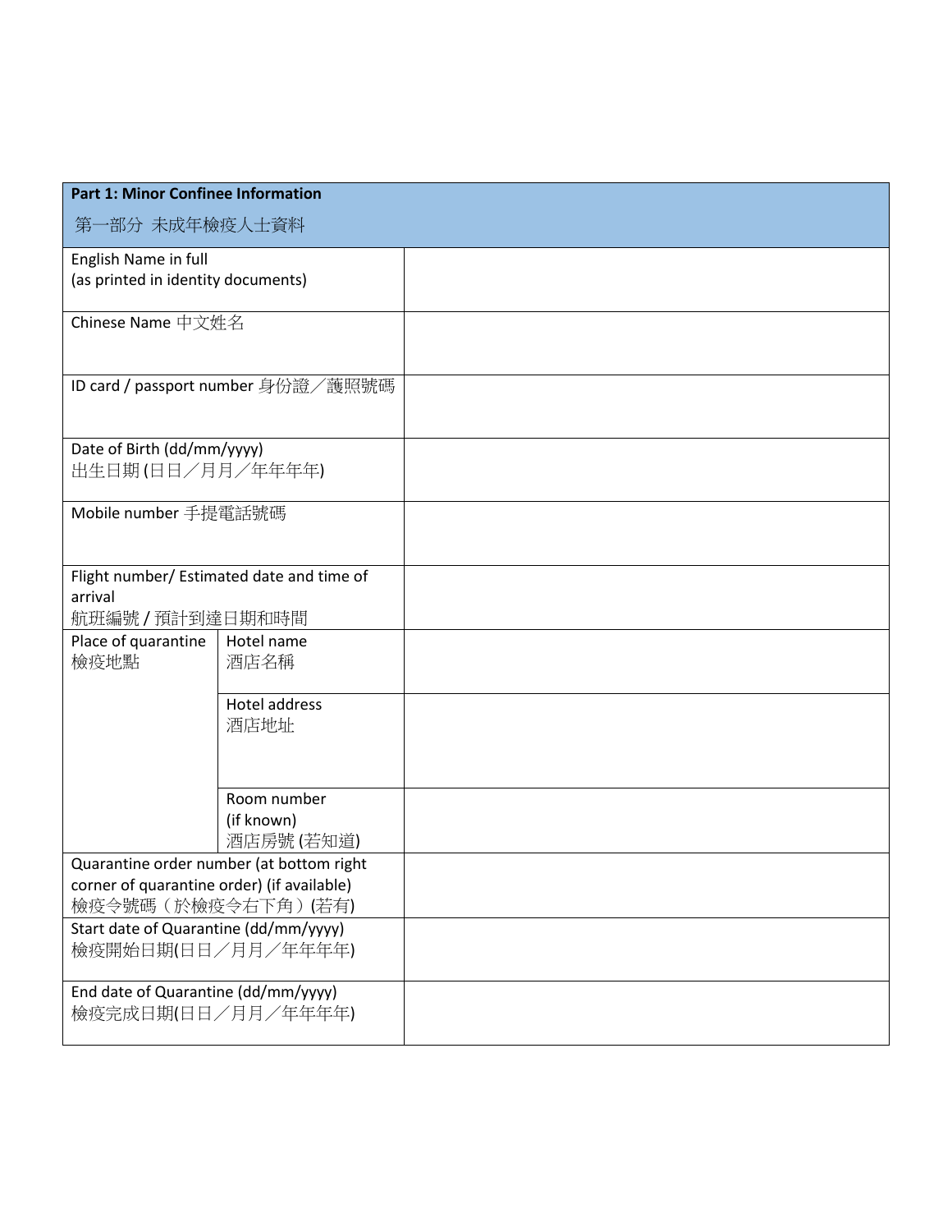| **Part 1: Minor Confinee Information**<br>第一部分 未成年檢疫人士資料 | | |
|---|---|---|
| English Name in full<br>(as printed in identity documents) | | |
| Chinese Name 中文姓名 | | |
| ID card / passport number 身份證／護照號碼 | | |
| Date of Birth (dd/mm/yyyy)<br>出生日期 (日日／月月／年年年年) | | |
| Mobile number 手提電話號碼 | | |
| Flight number/ Estimated date and time of arrival<br>航班編號 / 預計到達日期和時間 | | |
| Place of quarantine<br>檢疫地點 | Hotel name<br>酒店名稱 | |
| | Hotel address<br>酒店地址 | |
| | Room number<br>(if known)<br>酒店房號 (若知道) | |
| Quarantine order number (at bottom right corner of quarantine order) (if available)<br>檢疫令號碼（於檢疫令右下角）(若有) | | |
| Start date of Quarantine (dd/mm/yyyy)<br>檢疫開始日期(日日／月月／年年年年) | | |
| End date of Quarantine (dd/mm/yyyy)<br>檢疫完成日期(日日／月月／年年年年) | | |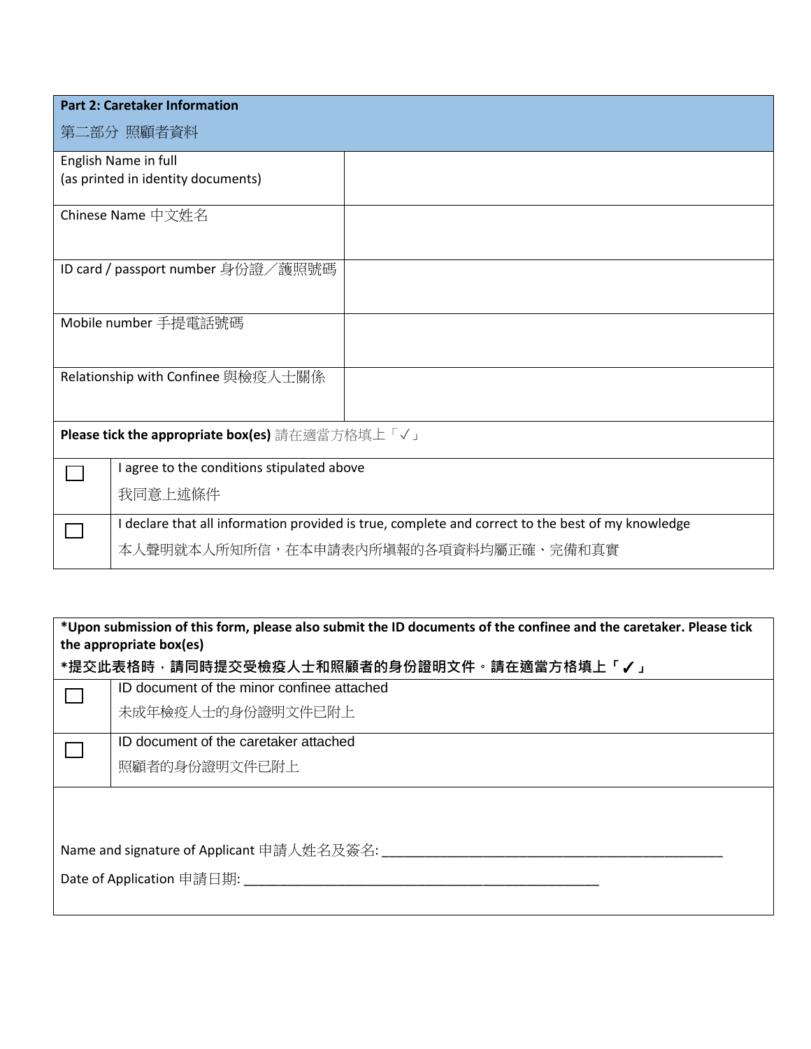| **Part 2: Caretaker Information**<br>第二部分 照顧者資料 | |
|---|---|
| English Name in full<br>(as printed in identity documents) | |
| Chinese Name 中文姓名 | |
| ID card / passport number 身份證／護照號碼 | |
| Mobile number 手提電話號碼 | |
| Relationship with Confinee 與檢疫人士關係 | |

**Please tick the appropriate box(es)** 請在適當方格填上「✓」

| | |
|---|---|
| ☐ | I agree to the conditions stipulated above<br>我同意上述條件 |
| ☐ | I declare that all information provided is true, complete and correct to the best of my knowledge<br>本人聲明就本人所知所信，在本申請表內所填報的各項資料均屬正確、完備和真實 |

**\*Upon submission of this form, please also submit the ID documents of the confinee and the caretaker. Please tick the appropriate box(es)**

**\*提交此表格時，請同時提交受檢疫人士和照顧者的身份證明文件。請在適當方格填上「✓」**

| | |
|---|---|
| ☐ | ID document of the minor confinee attached<br>未成年檢疫人士的身份證明文件已附上 |
| ☐ | ID document of the caretaker attached<br>照顧者的身份證明文件已附上 |

Name and signature of Applicant 申請人姓名及簽名: ______________________________________________

Date of Application 申請日期: ______________________________________________